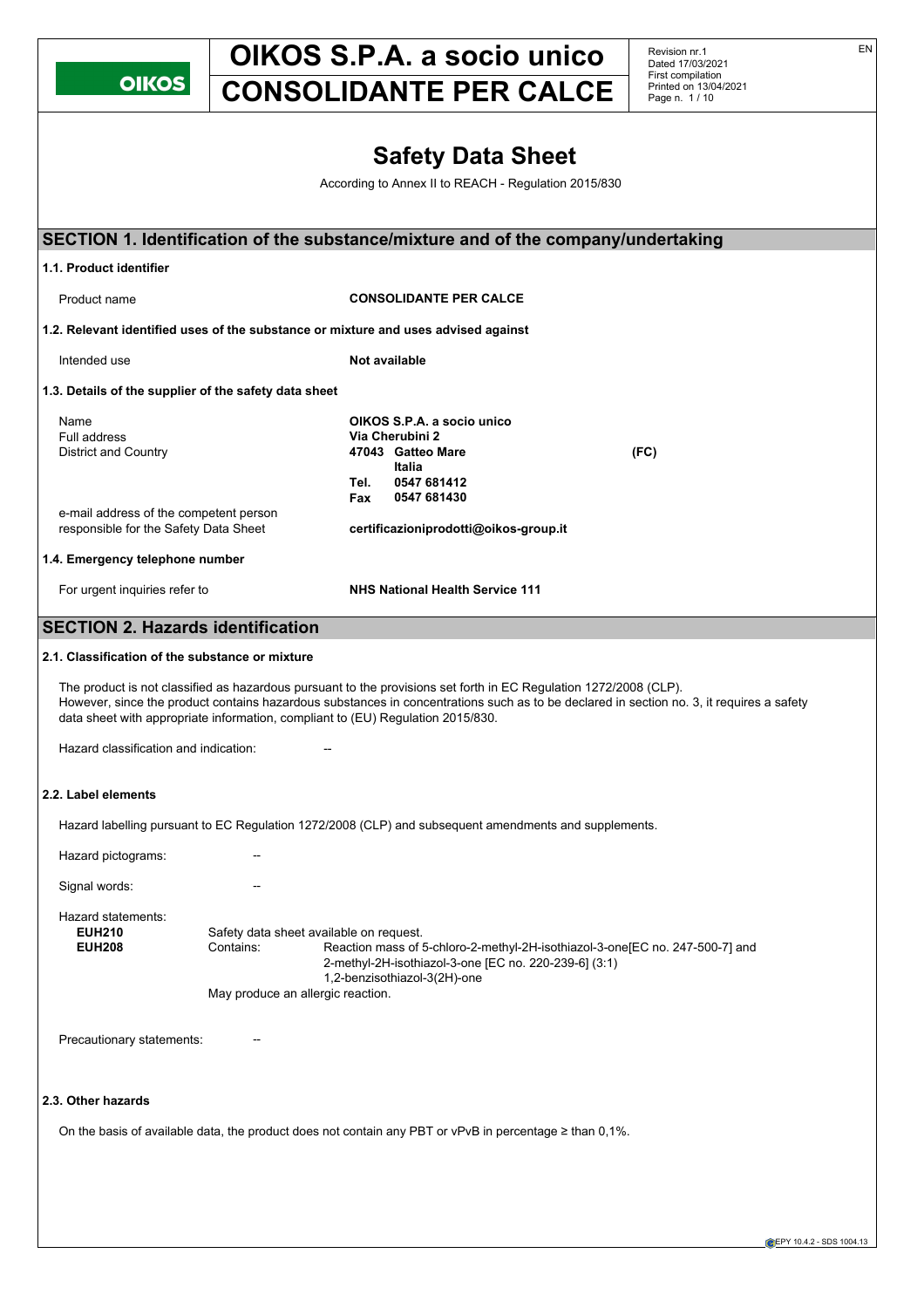# OIKOS S.P.A. a socio unico
# CONSOLIDANTE PER CALCE

Revision nr.1
Dated 17/03/2021
First compilation
Printed on 13/04/2021

# Safety Data Sheet

According to Annex II to REACH - Regulation 2015/830

## SECTION 1. Identification of the substance/mixture and of the company/undertaking

### 1.1. Product identifier

| | |
|---|---|
| Product name | **CONSOLIDANTE PER CALCE** |

### 1.2. Relevant identified uses of the substance or mixture and uses advised against

| | |
|---|---|
| Intended use | **Not available** |

### 1.3. Details of the supplier of the safety data sheet

| | |
|---|---|
| Name | **OIKOS S.P.A. a socio unico** |
| Full address | **Via Cherubini 2** |
| District and Country | **47043 Gatteo Mare (FC)** |
| | **Italia** |
| | **Tel. 0547 681412** |
| | **Fax 0547 681430** |
| e-mail address of the competent person responsible for the Safety Data Sheet | **certificazioniprodotti@oikos-group.it** |

### 1.4. Emergency telephone number

| | |
|---|---|
| For urgent inquiries refer to | **NHS National Health Service 111** |

## SECTION 2. Hazards identification

### 2.1. Classification of the substance or mixture

The product is not classified as hazardous pursuant to the provisions set forth in EC Regulation 1272/2008 (CLP).
However, since the product contains hazardous substances in concentrations such as to be declared in section no. 3, it requires a safety data sheet with appropriate information, compliant to (EU) Regulation 2015/830.

Hazard classification and indication: --

### 2.2. Label elements

Hazard labelling pursuant to EC Regulation 1272/2008 (CLP) and subsequent amendments and supplements.

Hazard pictograms: --

Signal words: --

Hazard statements:

**EUH210** Safety data sheet available on request.

**EUH208** Contains: Reaction mass of 5-chloro-2-methyl-2H-isothiazol-3-one[EC no. 247-500-7] and 2-methyl-2H-isothiazol-3-one [EC no. 220-239-6] (3:1)
1,2-benzisothiazol-3(2H)-one
May produce an allergic reaction.

Precautionary statements: --

### 2.3. Other hazards

On the basis of available data, the product does not contain any PBT or vPvB in percentage ≥ than 0,1%.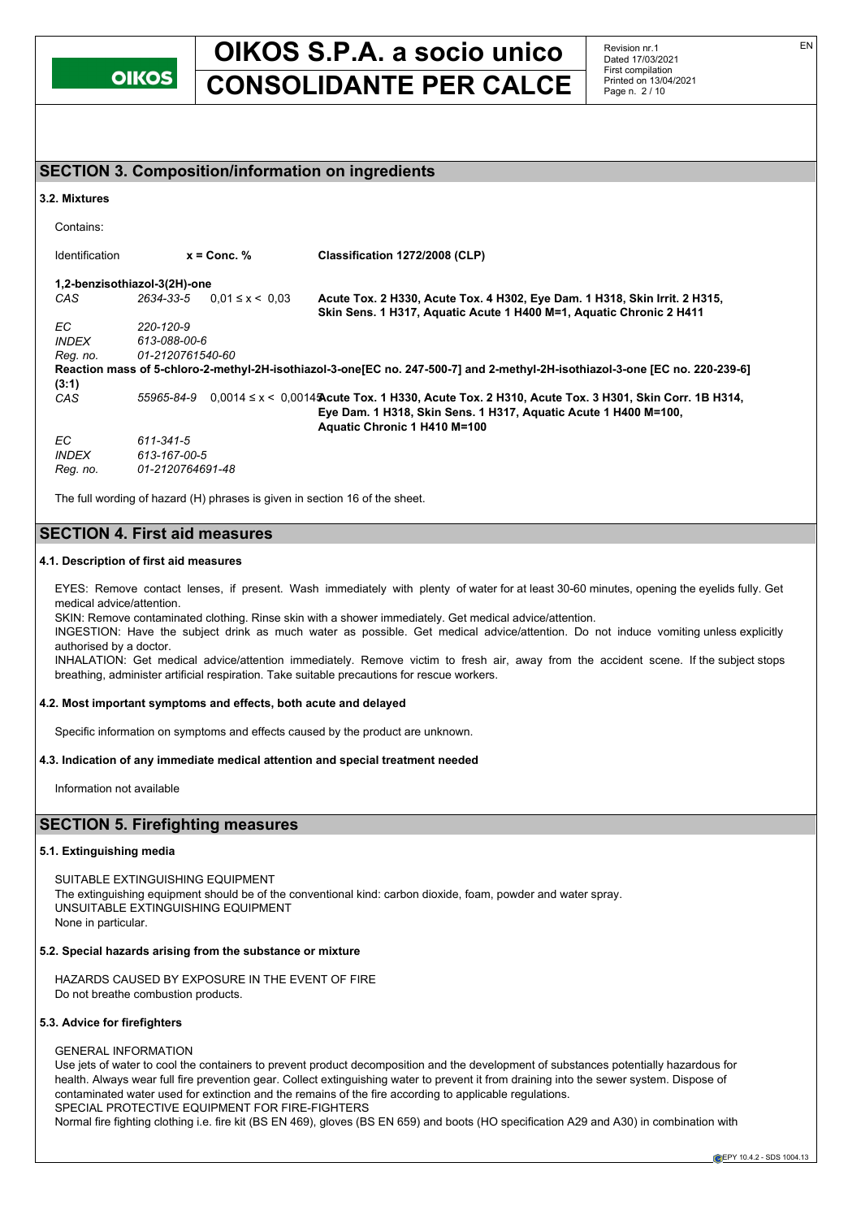## SECTION 3. Composition/information on ingredients

### 3.2. Mixtures

Contains:

| Identification | | x = Conc. % | Classification 1272/2008 (CLP) |
|---|---|---|---|
| **1,2-benzisothiazol-3(2H)-one** | | | |
| *CAS* | *2634-33-5* | 0,01 ≤ x < 0,03 | **Acute Tox. 2 H330, Acute Tox. 4 H302, Eye Dam. 1 H318, Skin Irrit. 2 H315, Skin Sens. 1 H317, Aquatic Acute 1 H400 M=1, Aquatic Chronic 2 H411** |
| *EC* | *220-120-9* | | |
| *INDEX* | *613-088-00-6* | | |
| *Reg. no.* | *01-2120761540-60* | | |
| **Reaction mass of 5-chloro-2-methyl-2H-isothiazol-3-one[EC no. 247-500-7] and 2-methyl-2H-isothiazol-3-one [EC no. 220-239-6] (3:1)** | | | |
| *CAS* | *55965-84-9* | 0,0014 ≤ x < 0,0015 | **Acute Tox. 1 H330, Acute Tox. 2 H310, Acute Tox. 3 H301, Skin Corr. 1B H314, Eye Dam. 1 H318, Skin Sens. 1 H317, Aquatic Acute 1 H400 M=100, Aquatic Chronic 1 H410 M=100** |
| *EC* | *611-341-5* | | |
| *INDEX* | *613-167-00-5* | | |
| *Reg. no.* | *01-2120764691-48* | | |

The full wording of hazard (H) phrases is given in section 16 of the sheet.

## SECTION 4. First aid measures

### 4.1. Description of first aid measures

EYES: Remove contact lenses, if present. Wash immediately with plenty of water for at least 30-60 minutes, opening the eyelids fully. Get medical advice/attention.

SKIN: Remove contaminated clothing. Rinse skin with a shower immediately. Get medical advice/attention.

INGESTION: Have the subject drink as much water as possible. Get medical advice/attention. Do not induce vomiting unless explicitly authorised by a doctor.

INHALATION: Get medical advice/attention immediately. Remove victim to fresh air, away from the accident scene. If the subject stops breathing, administer artificial respiration. Take suitable precautions for rescue workers.

### 4.2. Most important symptoms and effects, both acute and delayed

Specific information on symptoms and effects caused by the product are unknown.

### 4.3. Indication of any immediate medical attention and special treatment needed

Information not available

## SECTION 5. Firefighting measures

### 5.1. Extinguishing media

SUITABLE EXTINGUISHING EQUIPMENT

The extinguishing equipment should be of the conventional kind: carbon dioxide, foam, powder and water spray.

UNSUITABLE EXTINGUISHING EQUIPMENT

None in particular.

### 5.2. Special hazards arising from the substance or mixture

HAZARDS CAUSED BY EXPOSURE IN THE EVENT OF FIRE

Do not breathe combustion products.

### 5.3. Advice for firefighters

GENERAL INFORMATION

Use jets of water to cool the containers to prevent product decomposition and the development of substances potentially hazardous for health. Always wear full fire prevention gear. Collect extinguishing water to prevent it from draining into the sewer system. Dispose of contaminated water used for extinction and the remains of the fire according to applicable regulations.

SPECIAL PROTECTIVE EQUIPMENT FOR FIRE-FIGHTERS

Normal fire fighting clothing i.e. fire kit (BS EN 469), gloves (BS EN 659) and boots (HO specification A29 and A30) in combination with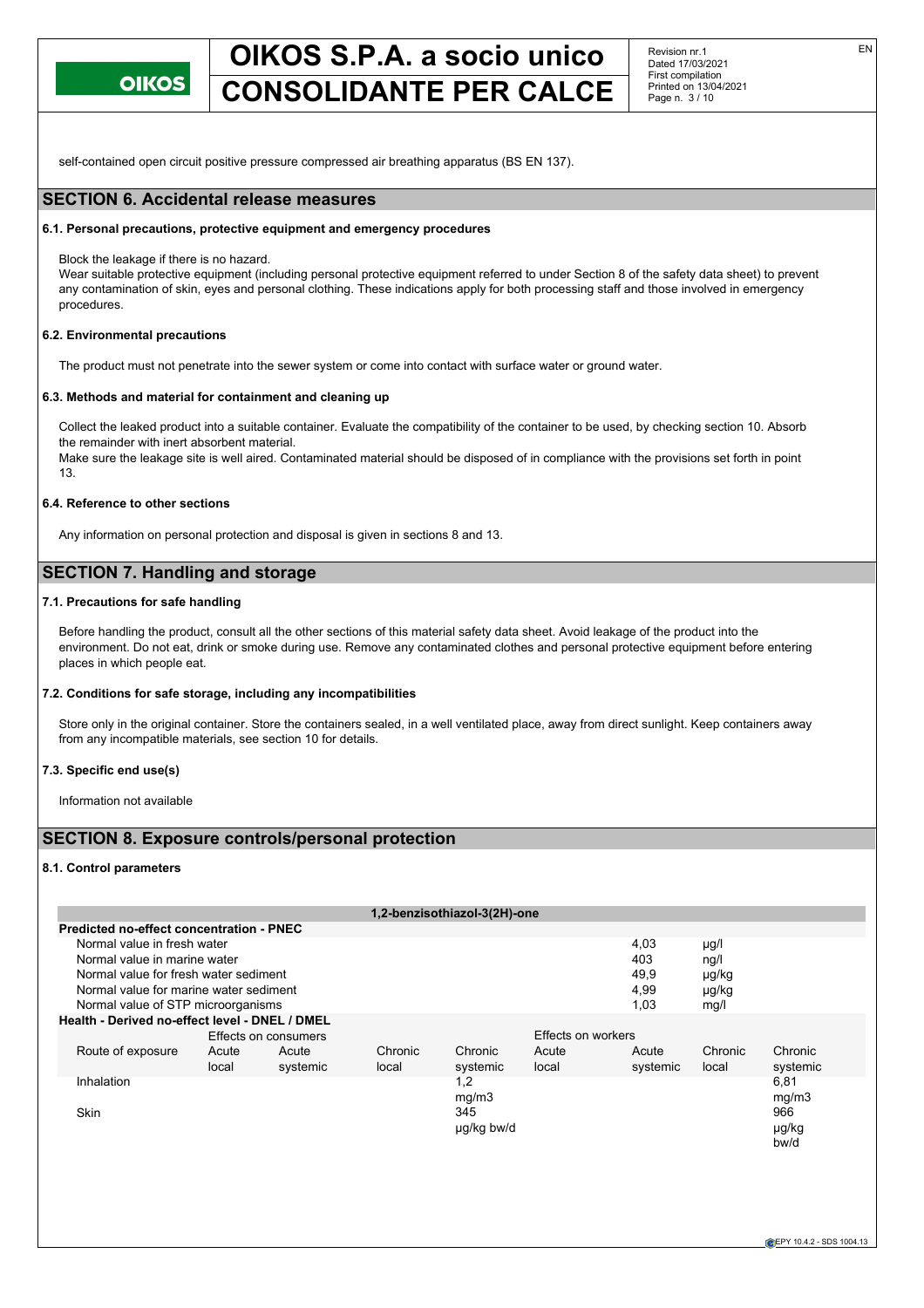self-contained open circuit positive pressure compressed air breathing apparatus (BS EN 137).

## SECTION 6. Accidental release measures

### 6.1. Personal precautions, protective equipment and emergency procedures

Block the leakage if there is no hazard.
Wear suitable protective equipment (including personal protective equipment referred to under Section 8 of the safety data sheet) to prevent any contamination of skin, eyes and personal clothing. These indications apply for both processing staff and those involved in emergency procedures.

### 6.2. Environmental precautions

The product must not penetrate into the sewer system or come into contact with surface water or ground water.

### 6.3. Methods and material for containment and cleaning up

Collect the leaked product into a suitable container. Evaluate the compatibility of the container to be used, by checking section 10. Absorb the remainder with inert absorbent material.
Make sure the leakage site is well aired. Contaminated material should be disposed of in compliance with the provisions set forth in point 13.

### 6.4. Reference to other sections

Any information on personal protection and disposal is given in sections 8 and 13.

## SECTION 7. Handling and storage

### 7.1. Precautions for safe handling

Before handling the product, consult all the other sections of this material safety data sheet. Avoid leakage of the product into the environment. Do not eat, drink or smoke during use. Remove any contaminated clothes and personal protective equipment before entering places in which people eat.

### 7.2. Conditions for safe storage, including any incompatibilities

Store only in the original container. Store the containers sealed, in a well ventilated place, away from direct sunlight. Keep containers away from any incompatible materials, see section 10 for details.

### 7.3. Specific end use(s)

Information not available

## SECTION 8. Exposure controls/personal protection

### 8.1. Control parameters

**1,2-benzisothiazol-3(2H)-one**

| Predicted no-effect concentration - PNEC | | |
|---|---|---|
| Normal value in fresh water | 4,03 | µg/l |
| Normal value in marine water | 403 | ng/l |
| Normal value for fresh water sediment | 49,9 | µg/kg |
| Normal value for marine water sediment | 4,99 | µg/kg |
| Normal value of STP microorganisms | 1,03 | mg/l |

**Health - Derived no-effect level - DNEL / DMEL**

| | Effects on consumers | | | | Effects on workers | | | |
|---|---|---|---|---|---|---|---|---|
| Route of exposure | Acute local | Acute systemic | Chronic local | Chronic systemic | Acute local | Acute systemic | Chronic local | Chronic systemic |
| Inhalation | | | | 1,2 mg/m3 | | | | 6,81 mg/m3 |
| Skin | | | | 345 µg/kg bw/d | | | | 966 µg/kg bw/d |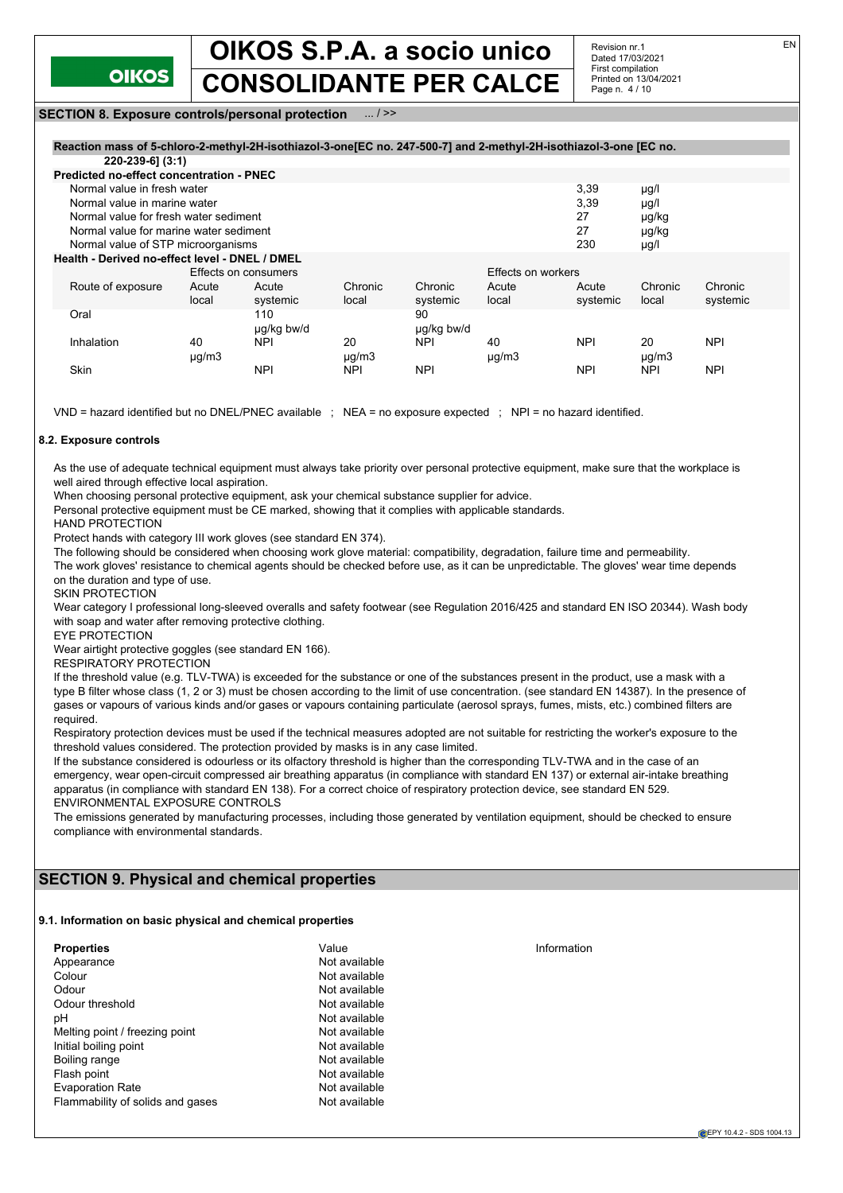**SECTION 8. Exposure controls/personal protection** ... / >>

**Reaction mass of 5-chloro-2-methyl-2H-isothiazol-3-one[EC no. 247-500-7] and 2-methyl-2H-isothiazol-3-one [EC no. 220-239-6] (3:1)**

**Predicted no-effect concentration - PNEC**

| | | |
|---|---|---|
| Normal value in fresh water | 3,39 | µg/l |
| Normal value in marine water | 3,39 | µg/l |
| Normal value for fresh water sediment | 27 | µg/kg |
| Normal value for marine water sediment | 27 | µg/kg |
| Normal value of STP microorganisms | 230 | µg/l |

**Health - Derived no-effect level - DNEL / DMEL**

| | Effects on consumers | | | | Effects on workers | | | |
|---|---|---|---|---|---|---|---|---|
| Route of exposure | Acute local | Acute systemic | Chronic local | Chronic systemic | Acute local | Acute systemic | Chronic local | Chronic systemic |
| Oral | | 110 µg/kg bw/d | | 90 µg/kg bw/d | | | | |
| Inhalation | 40 µg/m3 | NPI | 20 µg/m3 | NPI | 40 µg/m3 | NPI | 20 µg/m3 | NPI |
| Skin | | NPI | NPI | NPI | | NPI | NPI | NPI |

VND = hazard identified but no DNEL/PNEC available ; NEA = no exposure expected ; NPI = no hazard identified.

### 8.2. Exposure controls

As the use of adequate technical equipment must always take priority over personal protective equipment, make sure that the workplace is well aired through effective local aspiration.
When choosing personal protective equipment, ask your chemical substance supplier for advice.
Personal protective equipment must be CE marked, showing that it complies with applicable standards.

HAND PROTECTION

Protect hands with category III work gloves (see standard EN 374).
The following should be considered when choosing work glove material: compatibility, degradation, failure time and permeability.
The work gloves' resistance to chemical agents should be checked before use, as it can be unpredictable. The gloves' wear time depends on the duration and type of use.

SKIN PROTECTION

Wear category I professional long-sleeved overalls and safety footwear (see Regulation 2016/425 and standard EN ISO 20344). Wash body with soap and water after removing protective clothing.

EYE PROTECTION

Wear airtight protective goggles (see standard EN 166).

RESPIRATORY PROTECTION

If the threshold value (e.g. TLV-TWA) is exceeded for the substance or one of the substances present in the product, use a mask with a type B filter whose class (1, 2 or 3) must be chosen according to the limit of use concentration. (see standard EN 14387). In the presence of gases or vapours of various kinds and/or gases or vapours containing particulate (aerosol sprays, fumes, mists, etc.) combined filters are required.
Respiratory protection devices must be used if the technical measures adopted are not suitable for restricting the worker's exposure to the threshold values considered. The protection provided by masks is in any case limited.
If the substance considered is odourless or its olfactory threshold is higher than the corresponding TLV-TWA and in the case of an emergency, wear open-circuit compressed air breathing apparatus (in compliance with standard EN 137) or external air-intake breathing apparatus (in compliance with standard EN 138). For a correct choice of respiratory protection device, see standard EN 529.

ENVIRONMENTAL EXPOSURE CONTROLS

The emissions generated by manufacturing processes, including those generated by ventilation equipment, should be checked to ensure compliance with environmental standards.

## SECTION 9. Physical and chemical properties

### 9.1. Information on basic physical and chemical properties

| **Properties** | Value | Information |
|---|---|---|
| Appearance | Not available | |
| Colour | Not available | |
| Odour | Not available | |
| Odour threshold | Not available | |
| pH | Not available | |
| Melting point / freezing point | Not available | |
| Initial boiling point | Not available | |
| Boiling range | Not available | |
| Flash point | Not available | |
| Evaporation Rate | Not available | |
| Flammability of solids and gases | Not available | |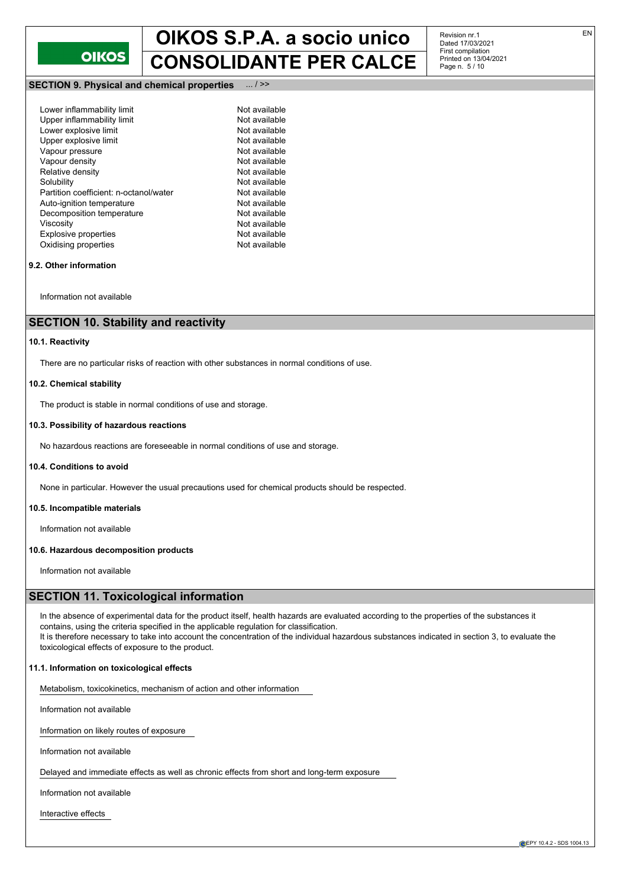## SECTION 9. Physical and chemical properties ... / >>

| | |
|---|---|
| Lower inflammability limit | Not available |
| Upper inflammability limit | Not available |
| Lower explosive limit | Not available |
| Upper explosive limit | Not available |
| Vapour pressure | Not available |
| Vapour density | Not available |
| Relative density | Not available |
| Solubility | Not available |
| Partition coefficient: n-octanol/water | Not available |
| Auto-ignition temperature | Not available |
| Decomposition temperature | Not available |
| Viscosity | Not available |
| Explosive properties | Not available |
| Oxidising properties | Not available |

### 9.2. Other information

Information not available

## SECTION 10. Stability and reactivity

### 10.1. Reactivity

There are no particular risks of reaction with other substances in normal conditions of use.

### 10.2. Chemical stability

The product is stable in normal conditions of use and storage.

### 10.3. Possibility of hazardous reactions

No hazardous reactions are foreseeable in normal conditions of use and storage.

### 10.4. Conditions to avoid

None in particular. However the usual precautions used for chemical products should be respected.

### 10.5. Incompatible materials

Information not available

### 10.6. Hazardous decomposition products

Information not available

## SECTION 11. Toxicological information

In the absence of experimental data for the product itself, health hazards are evaluated according to the properties of the substances it contains, using the criteria specified in the applicable regulation for classification.
It is therefore necessary to take into account the concentration of the individual hazardous substances indicated in section 3, to evaluate the toxicological effects of exposure to the product.

### 11.1. Information on toxicological effects

Metabolism, toxicokinetics, mechanism of action and other information

Information not available

Information on likely routes of exposure

Information not available

Delayed and immediate effects as well as chronic effects from short and long-term exposure

Information not available

Interactive effects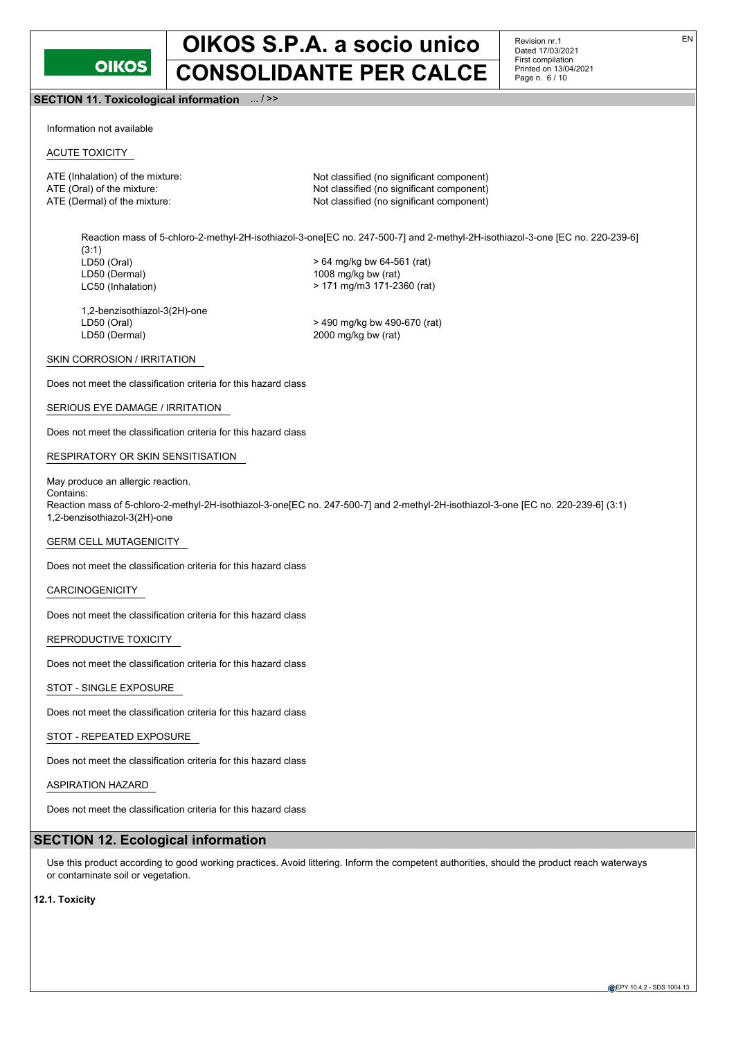## SECTION 11. Toxicological information ... / >>

Information not available

ACUTE TOXICITY

| | |
|---|---|
| ATE (Inhalation) of the mixture: | Not classified (no significant component) |
| ATE (Oral) of the mixture: | Not classified (no significant component) |
| ATE (Dermal) of the mixture: | Not classified (no significant component) |

Reaction mass of 5-chloro-2-methyl-2H-isothiazol-3-one[EC no. 247-500-7] and 2-methyl-2H-isothiazol-3-one [EC no. 220-239-6] (3:1)

| | |
|---|---|
| LD50 (Oral) | > 64 mg/kg bw 64-561 (rat) |
| LD50 (Dermal) | 1008 mg/kg bw (rat) |
| LC50 (Inhalation) | > 171 mg/m3 171-2360 (rat) |

1,2-benzisothiazol-3(2H)-one

| | |
|---|---|
| LD50 (Oral) | > 490 mg/kg bw 490-670 (rat) |
| LD50 (Dermal) | 2000 mg/kg bw (rat) |

SKIN CORROSION / IRRITATION

Does not meet the classification criteria for this hazard class

SERIOUS EYE DAMAGE / IRRITATION

Does not meet the classification criteria for this hazard class

RESPIRATORY OR SKIN SENSITISATION

May produce an allergic reaction.
Contains:
Reaction mass of 5-chloro-2-methyl-2H-isothiazol-3-one[EC no. 247-500-7] and 2-methyl-2H-isothiazol-3-one [EC no. 220-239-6] (3:1)
1,2-benzisothiazol-3(2H)-one

GERM CELL MUTAGENICITY

Does not meet the classification criteria for this hazard class

CARCINOGENICITY

Does not meet the classification criteria for this hazard class

REPRODUCTIVE TOXICITY

Does not meet the classification criteria for this hazard class

STOT - SINGLE EXPOSURE

Does not meet the classification criteria for this hazard class

STOT - REPEATED EXPOSURE

Does not meet the classification criteria for this hazard class

ASPIRATION HAZARD

Does not meet the classification criteria for this hazard class

## SECTION 12. Ecological information

Use this product according to good working practices. Avoid littering. Inform the competent authorities, should the product reach waterways or contaminate soil or vegetation.

**12.1. Toxicity**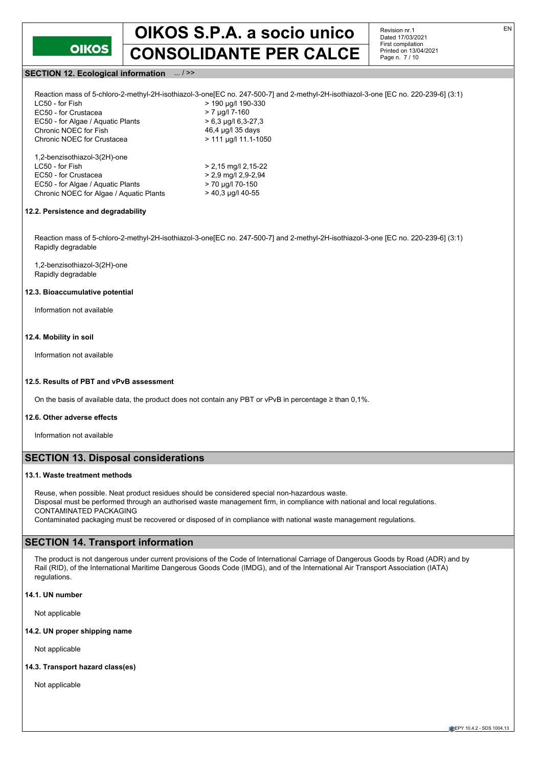**SECTION 12. Ecological information** ... / >>

Reaction mass of 5-chloro-2-methyl-2H-isothiazol-3-one[EC no. 247-500-7] and 2-methyl-2H-isothiazol-3-one [EC no. 220-239-6] (3:1)

| | |
|---|---|
| LC50 - for Fish | > 190 µg/l 190-330 |
| EC50 - for Crustacea | > 7 µg/l 7-160 |
| EC50 - for Algae / Aquatic Plants | > 6,3 µg/l 6,3-27,3 |
| Chronic NOEC for Fish | 46,4 µg/l 35 days |
| Chronic NOEC for Crustacea | > 111 µg/l 11.1-1050 |

1,2-benzisothiazol-3(2H)-one

| | |
|---|---|
| LC50 - for Fish | > 2,15 mg/l 2,15-22 |
| EC50 - for Crustacea | > 2,9 mg/l 2,9-2,94 |
| EC50 - for Algae / Aquatic Plants | > 70 µg/l 70-150 |
| Chronic NOEC for Algae / Aquatic Plants | > 40,3 µg/l 40-55 |

### 12.2. Persistence and degradability

Reaction mass of 5-chloro-2-methyl-2H-isothiazol-3-one[EC no. 247-500-7] and 2-methyl-2H-isothiazol-3-one [EC no. 220-239-6] (3:1)
Rapidly degradable

1,2-benzisothiazol-3(2H)-one
Rapidly degradable

### 12.3. Bioaccumulative potential

Information not available

### 12.4. Mobility in soil

Information not available

### 12.5. Results of PBT and vPvB assessment

On the basis of available data, the product does not contain any PBT or vPvB in percentage ≥ than 0,1%.

### 12.6. Other adverse effects

Information not available

## SECTION 13. Disposal considerations

### 13.1. Waste treatment methods

Reuse, when possible. Neat product residues should be considered special non-hazardous waste.
Disposal must be performed through an authorised waste management firm, in compliance with national and local regulations.
CONTAMINATED PACKAGING
Contaminated packaging must be recovered or disposed of in compliance with national waste management regulations.

## SECTION 14. Transport information

The product is not dangerous under current provisions of the Code of International Carriage of Dangerous Goods by Road (ADR) and by Rail (RID), of the International Maritime Dangerous Goods Code (IMDG), and of the International Air Transport Association (IATA) regulations.

### 14.1. UN number

Not applicable

### 14.2. UN proper shipping name

Not applicable

### 14.3. Transport hazard class(es)

Not applicable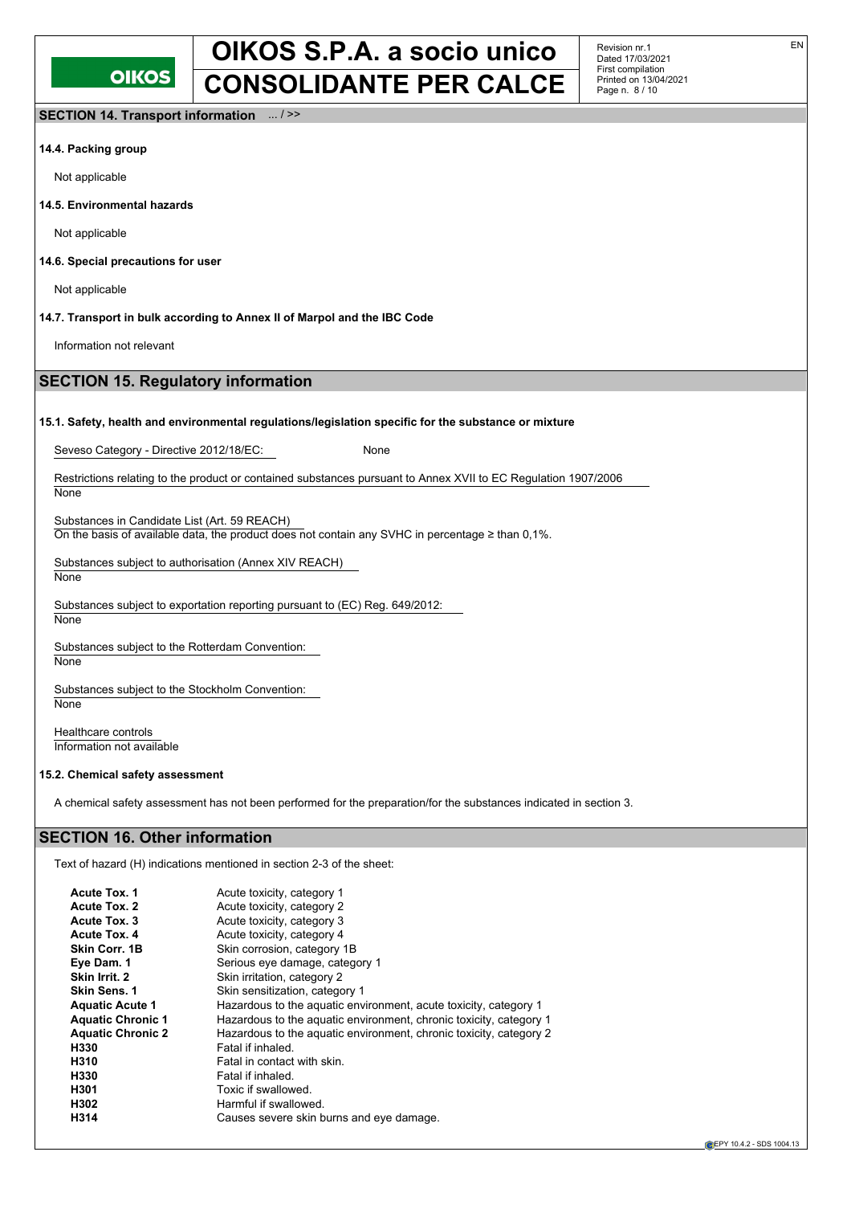## SECTION 14. Transport information ... / >>

### 14.4. Packing group

Not applicable

### 14.5. Environmental hazards

Not applicable

### 14.6. Special precautions for user

Not applicable

### 14.7. Transport in bulk according to Annex II of Marpol and the IBC Code

Information not relevant

## SECTION 15. Regulatory information

### 15.1. Safety, health and environmental regulations/legislation specific for the substance or mixture

Seveso Category - Directive 2012/18/EC: None

Restrictions relating to the product or contained substances pursuant to Annex XVII to EC Regulation 1907/2006
None

Substances in Candidate List (Art. 59 REACH)
On the basis of available data, the product does not contain any SVHC in percentage ≥ than 0,1%.

Substances subject to authorisation (Annex XIV REACH)
None

Substances subject to exportation reporting pursuant to (EC) Reg. 649/2012:
None

Substances subject to the Rotterdam Convention:
None

Substances subject to the Stockholm Convention:
None

Healthcare controls
Information not available

### 15.2. Chemical safety assessment

A chemical safety assessment has not been performed for the preparation/for the substances indicated in section 3.

## SECTION 16. Other information

Text of hazard (H) indications mentioned in section 2-3 of the sheet:

| | |
|---|---|
| **Acute Tox. 1** | Acute toxicity, category 1 |
| **Acute Tox. 2** | Acute toxicity, category 2 |
| **Acute Tox. 3** | Acute toxicity, category 3 |
| **Acute Tox. 4** | Acute toxicity, category 4 |
| **Skin Corr. 1B** | Skin corrosion, category 1B |
| **Eye Dam. 1** | Serious eye damage, category 1 |
| **Skin Irrit. 2** | Skin irritation, category 2 |
| **Skin Sens. 1** | Skin sensitization, category 1 |
| **Aquatic Acute 1** | Hazardous to the aquatic environment, acute toxicity, category 1 |
| **Aquatic Chronic 1** | Hazardous to the aquatic environment, chronic toxicity, category 1 |
| **Aquatic Chronic 2** | Hazardous to the aquatic environment, chronic toxicity, category 2 |
| **H330** | Fatal if inhaled. |
| **H310** | Fatal in contact with skin. |
| **H330** | Fatal if inhaled. |
| **H301** | Toxic if swallowed. |
| **H302** | Harmful if swallowed. |
| **H314** | Causes severe skin burns and eye damage. |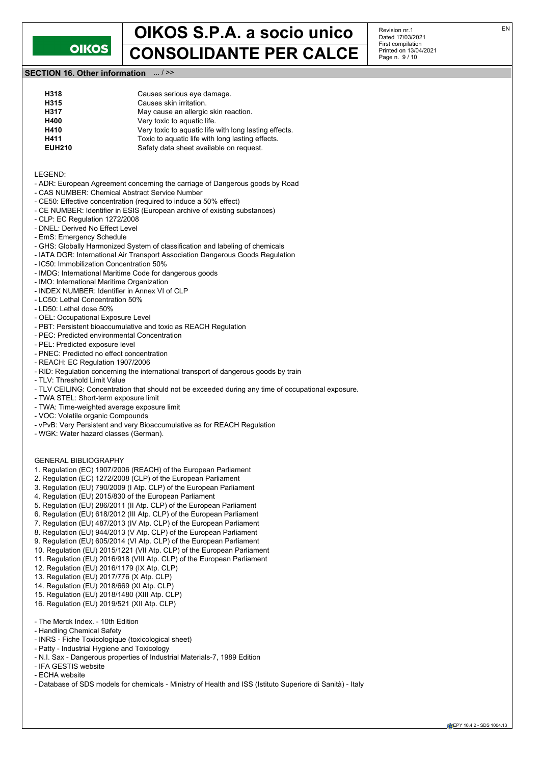## SECTION 16. Other information ... / >>

| | |
|---|---|
| **H318** | Causes serious eye damage. |
| **H315** | Causes skin irritation. |
| **H317** | May cause an allergic skin reaction. |
| **H400** | Very toxic to aquatic life. |
| **H410** | Very toxic to aquatic life with long lasting effects. |
| **H411** | Toxic to aquatic life with long lasting effects. |
| **EUH210** | Safety data sheet available on request. |

LEGEND:

- ADR: European Agreement concerning the carriage of Dangerous goods by Road
- CAS NUMBER: Chemical Abstract Service Number
- CE50: Effective concentration (required to induce a 50% effect)
- CE NUMBER: Identifier in ESIS (European archive of existing substances)
- CLP: EC Regulation 1272/2008
- DNEL: Derived No Effect Level
- EmS: Emergency Schedule
- GHS: Globally Harmonized System of classification and labeling of chemicals
- IATA DGR: International Air Transport Association Dangerous Goods Regulation
- IC50: Immobilization Concentration 50%
- IMDG: International Maritime Code for dangerous goods
- IMO: International Maritime Organization
- INDEX NUMBER: Identifier in Annex VI of CLP
- LC50: Lethal Concentration 50%
- LD50: Lethal dose 50%
- OEL: Occupational Exposure Level
- PBT: Persistent bioaccumulative and toxic as REACH Regulation
- PEC: Predicted environmental Concentration
- PEL: Predicted exposure level
- PNEC: Predicted no effect concentration
- REACH: EC Regulation 1907/2006
- RID: Regulation concerning the international transport of dangerous goods by train
- TLV: Threshold Limit Value
- TLV CEILING: Concentration that should not be exceeded during any time of occupational exposure.
- TWA STEL: Short-term exposure limit
- TWA: Time-weighted average exposure limit
- VOC: Volatile organic Compounds
- vPvB: Very Persistent and very Bioaccumulative as for REACH Regulation
- WGK: Water hazard classes (German).

GENERAL BIBLIOGRAPHY

1. Regulation (EC) 1907/2006 (REACH) of the European Parliament
2. Regulation (EC) 1272/2008 (CLP) of the European Parliament
3. Regulation (EU) 790/2009 (I Atp. CLP) of the European Parliament
4. Regulation (EU) 2015/830 of the European Parliament
5. Regulation (EU) 286/2011 (II Atp. CLP) of the European Parliament
6. Regulation (EU) 618/2012 (III Atp. CLP) of the European Parliament
7. Regulation (EU) 487/2013 (IV Atp. CLP) of the European Parliament
8. Regulation (EU) 944/2013 (V Atp. CLP) of the European Parliament
9. Regulation (EU) 605/2014 (VI Atp. CLP) of the European Parliament
10. Regulation (EU) 2015/1221 (VII Atp. CLP) of the European Parliament
11. Regulation (EU) 2016/918 (VIII Atp. CLP) of the European Parliament
12. Regulation (EU) 2016/1179 (IX Atp. CLP)
13. Regulation (EU) 2017/776 (X Atp. CLP)
14. Regulation (EU) 2018/669 (XI Atp. CLP)
15. Regulation (EU) 2018/1480 (XIII Atp. CLP)
16. Regulation (EU) 2019/521 (XII Atp. CLP)

- The Merck Index. - 10th Edition
- Handling Chemical Safety
- INRS - Fiche Toxicologique (toxicological sheet)
- Patty - Industrial Hygiene and Toxicology
- N.I. Sax - Dangerous properties of Industrial Materials-7, 1989 Edition
- IFA GESTIS website
- ECHA website
- Database of SDS models for chemicals - Ministry of Health and ISS (Istituto Superiore di Sanità) - Italy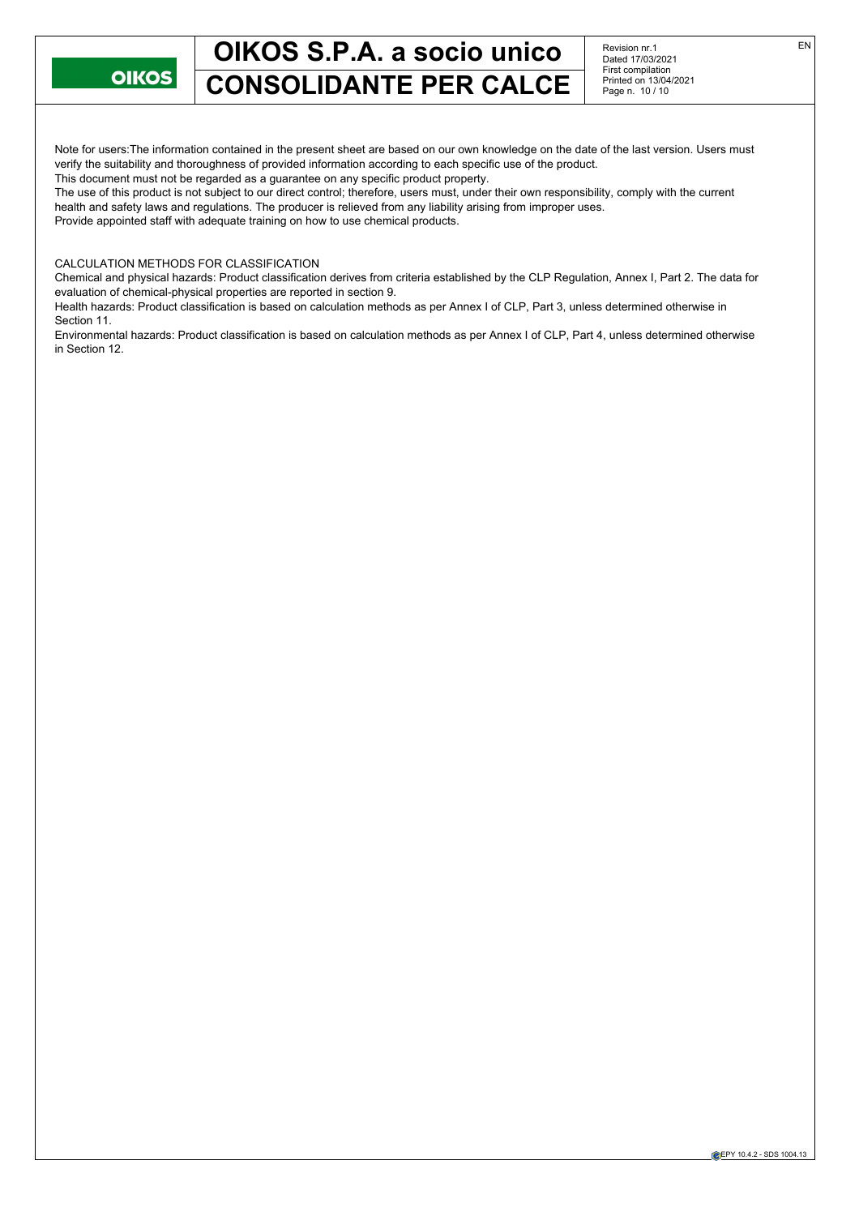Note for users:The information contained in the present sheet are based on our own knowledge on the date of the last version. Users must verify the suitability and thoroughness of provided information according to each specific use of the product.
This document must not be regarded as a guarantee on any specific product property.
The use of this product is not subject to our direct control; therefore, users must, under their own responsibility, comply with the current health and safety laws and regulations. The producer is relieved from any liability arising from improper uses.
Provide appointed staff with adequate training on how to use chemical products.

CALCULATION METHODS FOR CLASSIFICATION
Chemical and physical hazards: Product classification derives from criteria established by the CLP Regulation, Annex I, Part 2. The data for evaluation of chemical-physical properties are reported in section 9.
Health hazards: Product classification is based on calculation methods as per Annex I of CLP, Part 3, unless determined otherwise in Section 11.
Environmental hazards: Product classification is based on calculation methods as per Annex I of CLP, Part 4, unless determined otherwise in Section 12.